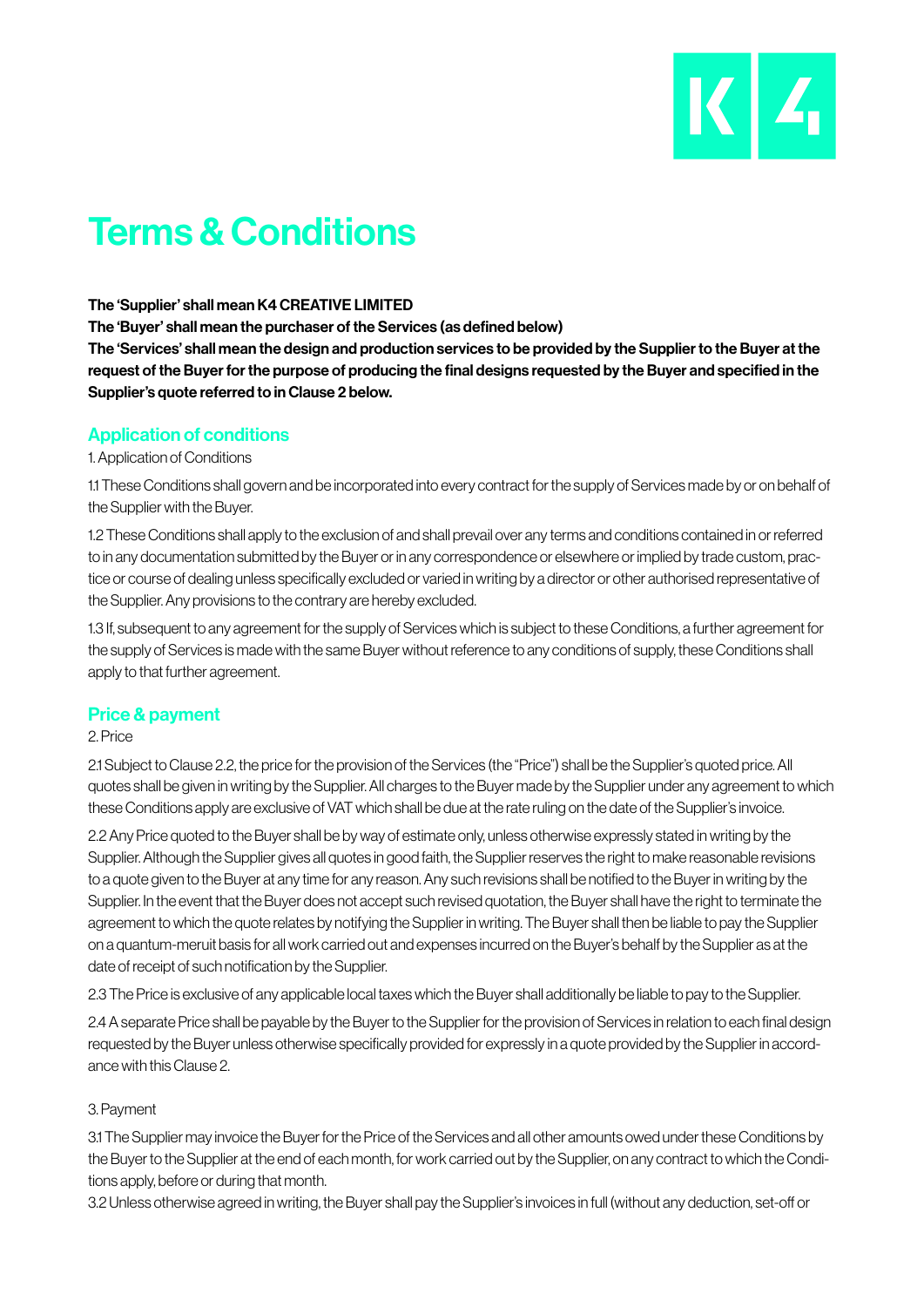# Terms & Conditions

**The 'Supplier' shall mean K4 CREATIVE LIMITED**
**The 'Buyer' shall mean the purchaser of the Services (as defined below)**
**The 'Services' shall mean the design and production services to be provided by the Supplier to the Buyer at the request of the Buyer for the purpose of producing the final designs requested by the Buyer and specified in the Supplier's quote referred to in Clause 2 below.**

## Application of conditions

1. Application of Conditions

1.1 These Conditions shall govern and be incorporated into every contract for the supply of Services made by or on behalf of the Supplier with the Buyer.

1.2 These Conditions shall apply to the exclusion of and shall prevail over any terms and conditions contained in or referred to in any documentation submitted by the Buyer or in any correspondence or elsewhere or implied by trade custom, practice or course of dealing unless specifically excluded or varied in writing by a director or other authorised representative of the Supplier. Any provisions to the contrary are hereby excluded.

1.3 If, subsequent to any agreement for the supply of Services which is subject to these Conditions, a further agreement for the supply of Services is made with the same Buyer without reference to any conditions of supply, these Conditions shall apply to that further agreement.

## Price & payment

2. Price

2.1 Subject to Clause 2.2, the price for the provision of the Services (the "Price") shall be the Supplier's quoted price. All quotes shall be given in writing by the Supplier. All charges to the Buyer made by the Supplier under any agreement to which these Conditions apply are exclusive of VAT which shall be due at the rate ruling on the date of the Supplier's invoice.

2.2 Any Price quoted to the Buyer shall be by way of estimate only, unless otherwise expressly stated in writing by the Supplier. Although the Supplier gives all quotes in good faith, the Supplier reserves the right to make reasonable revisions to a quote given to the Buyer at any time for any reason. Any such revisions shall be notified to the Buyer in writing by the Supplier. In the event that the Buyer does not accept such revised quotation, the Buyer shall have the right to terminate the agreement to which the quote relates by notifying the Supplier in writing. The Buyer shall then be liable to pay the Supplier on a quantum-meruit basis for all work carried out and expenses incurred on the Buyer's behalf by the Supplier as at the date of receipt of such notification by the Supplier.

2.3 The Price is exclusive of any applicable local taxes which the Buyer shall additionally be liable to pay to the Supplier.

2.4 A separate Price shall be payable by the Buyer to the Supplier for the provision of Services in relation to each final design requested by the Buyer unless otherwise specifically provided for expressly in a quote provided by the Supplier in accordance with this Clause 2.

3. Payment

3.1 The Supplier may invoice the Buyer for the Price of the Services and all other amounts owed under these Conditions by the Buyer to the Supplier at the end of each month, for work carried out by the Supplier, on any contract to which the Conditions apply, before or during that month.

3.2 Unless otherwise agreed in writing, the Buyer shall pay the Supplier's invoices in full (without any deduction, set-off or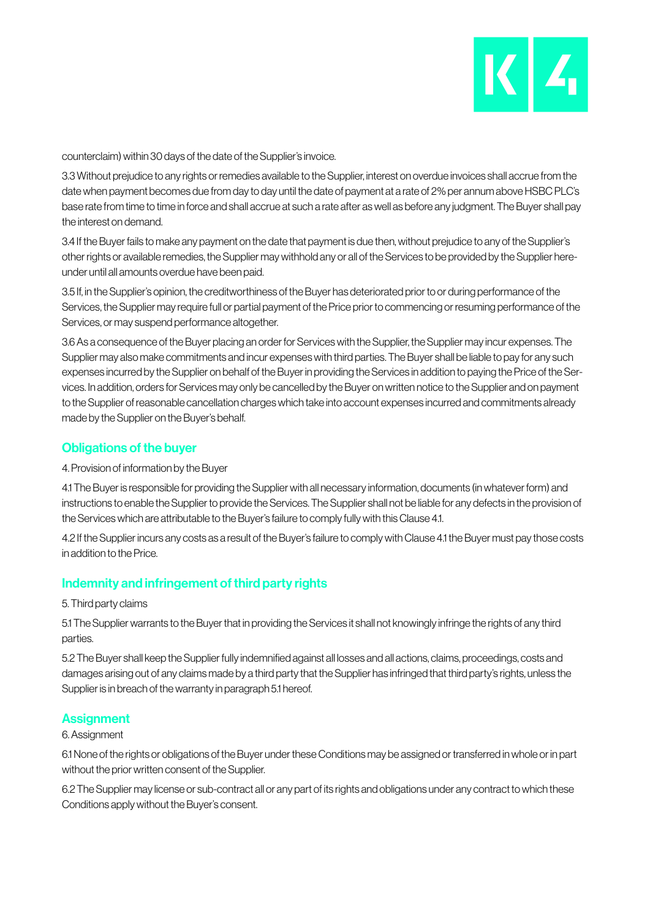counterclaim) within 30 days of the date of the Supplier's invoice.

3.3 Without prejudice to any rights or remedies available to the Supplier, interest on overdue invoices shall accrue from the date when payment becomes due from day to day until the date of payment at a rate of 2% per annum above HSBC PLC's base rate from time to time in force and shall accrue at such a rate after as well as before any judgment. The Buyer shall pay the interest on demand.

3.4 If the Buyer fails to make any payment on the date that payment is due then, without prejudice to any of the Supplier's other rights or available remedies, the Supplier may withhold any or all of the Services to be provided by the Supplier hereunder until all amounts overdue have been paid.

3.5 If, in the Supplier's opinion, the creditworthiness of the Buyer has deteriorated prior to or during performance of the Services, the Supplier may require full or partial payment of the Price prior to commencing or resuming performance of the Services, or may suspend performance altogether.

3.6 As a consequence of the Buyer placing an order for Services with the Supplier, the Supplier may incur expenses. The Supplier may also make commitments and incur expenses with third parties. The Buyer shall be liable to pay for any such expenses incurred by the Supplier on behalf of the Buyer in providing the Services in addition to paying the Price of the Services. In addition, orders for Services may only be cancelled by the Buyer on written notice to the Supplier and on payment to the Supplier of reasonable cancellation charges which take into account expenses incurred and commitments already made by the Supplier on the Buyer's behalf.

## Obligations of the buyer

4. Provision of information by the Buyer

4.1 The Buyer is responsible for providing the Supplier with all necessary information, documents (in whatever form) and instructions to enable the Supplier to provide the Services. The Supplier shall not be liable for any defects in the provision of the Services which are attributable to the Buyer's failure to comply fully with this Clause 4.1.

4.2 If the Supplier incurs any costs as a result of the Buyer's failure to comply with Clause 4.1 the Buyer must pay those costs in addition to the Price.

## Indemnity and infringement of third party rights

5. Third party claims

5.1 The Supplier warrants to the Buyer that in providing the Services it shall not knowingly infringe the rights of any third parties.

5.2 The Buyer shall keep the Supplier fully indemnified against all losses and all actions, claims, proceedings, costs and damages arising out of any claims made by a third party that the Supplier has infringed that third party's rights, unless the Supplier is in breach of the warranty in paragraph 5.1 hereof.

## Assignment

6. Assignment

6.1 None of the rights or obligations of the Buyer under these Conditions may be assigned or transferred in whole or in part without the prior written consent of the Supplier.

6.2 The Supplier may license or sub-contract all or any part of its rights and obligations under any contract to which these Conditions apply without the Buyer's consent.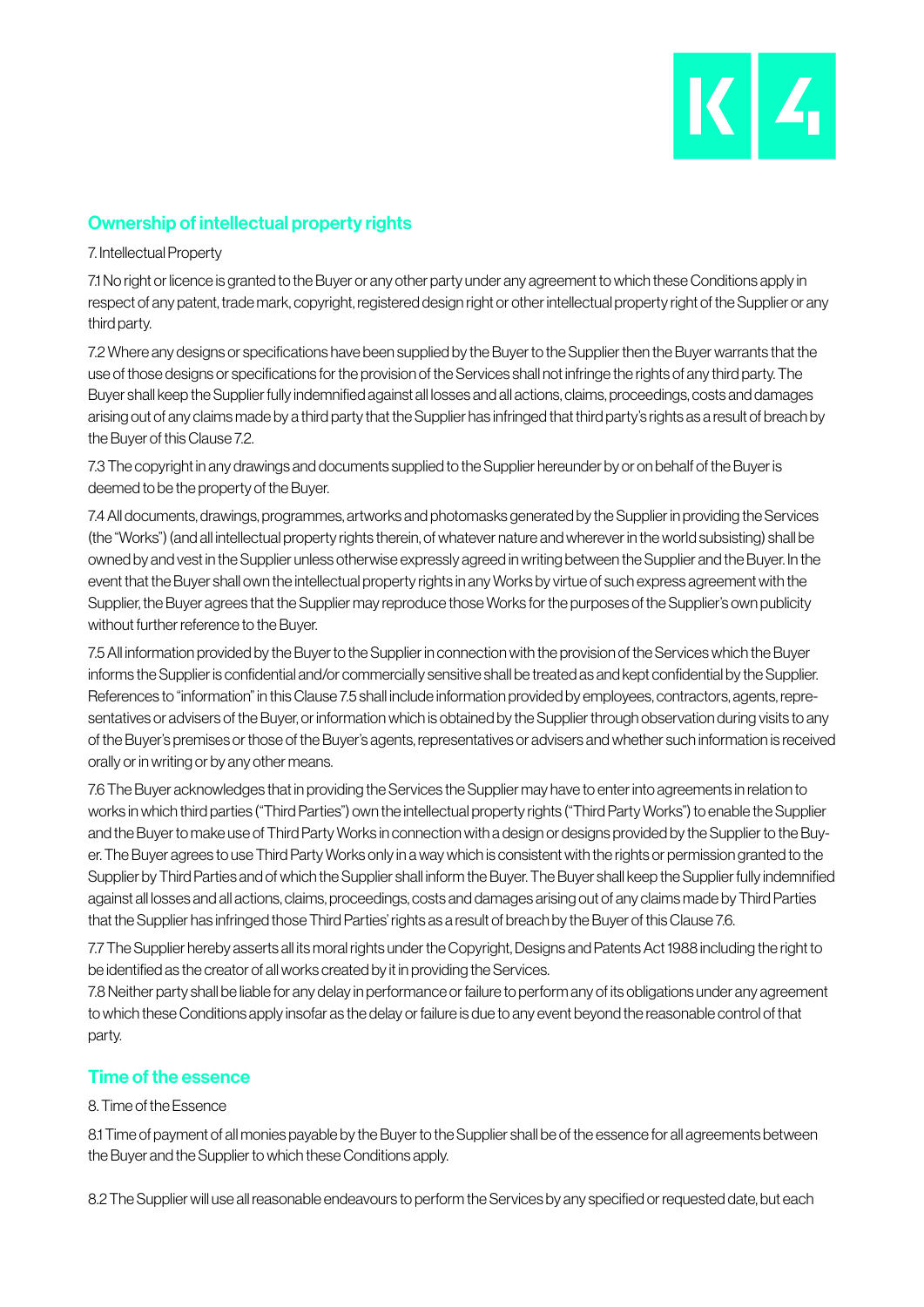## Ownership of intellectual property rights

7. Intellectual Property

7.1 No right or licence is granted to the Buyer or any other party under any agreement to which these Conditions apply in respect of any patent, trade mark, copyright, registered design right or other intellectual property right of the Supplier or any third party.

7.2 Where any designs or specifications have been supplied by the Buyer to the Supplier then the Buyer warrants that the use of those designs or specifications for the provision of the Services shall not infringe the rights of any third party. The Buyer shall keep the Supplier fully indemnified against all losses and all actions, claims, proceedings, costs and damages arising out of any claims made by a third party that the Supplier has infringed that third party's rights as a result of breach by the Buyer of this Clause 7.2.

7.3 The copyright in any drawings and documents supplied to the Supplier hereunder by or on behalf of the Buyer is deemed to be the property of the Buyer.

7.4 All documents, drawings, programmes, artworks and photomasks generated by the Supplier in providing the Services (the "Works") (and all intellectual property rights therein, of whatever nature and wherever in the world subsisting) shall be owned by and vest in the Supplier unless otherwise expressly agreed in writing between the Supplier and the Buyer. In the event that the Buyer shall own the intellectual property rights in any Works by virtue of such express agreement with the Supplier, the Buyer agrees that the Supplier may reproduce those Works for the purposes of the Supplier's own publicity without further reference to the Buyer.

7.5 All information provided by the Buyer to the Supplier in connection with the provision of the Services which the Buyer informs the Supplier is confidential and/or commercially sensitive shall be treated as and kept confidential by the Supplier. References to "information" in this Clause 7.5 shall include information provided by employees, contractors, agents, representatives or advisers of the Buyer, or information which is obtained by the Supplier through observation during visits to any of the Buyer's premises or those of the Buyer's agents, representatives or advisers and whether such information is received orally or in writing or by any other means.

7.6 The Buyer acknowledges that in providing the Services the Supplier may have to enter into agreements in relation to works in which third parties ("Third Parties") own the intellectual property rights ("Third Party Works") to enable the Supplier and the Buyer to make use of Third Party Works in connection with a design or designs provided by the Supplier to the Buyer. The Buyer agrees to use Third Party Works only in a way which is consistent with the rights or permission granted to the Supplier by Third Parties and of which the Supplier shall inform the Buyer. The Buyer shall keep the Supplier fully indemnified against all losses and all actions, claims, proceedings, costs and damages arising out of any claims made by Third Parties that the Supplier has infringed those Third Parties' rights as a result of breach by the Buyer of this Clause 7.6.

7.7 The Supplier hereby asserts all its moral rights under the Copyright, Designs and Patents Act 1988 including the right to be identified as the creator of all works created by it in providing the Services.

7.8 Neither party shall be liable for any delay in performance or failure to perform any of its obligations under any agreement to which these Conditions apply insofar as the delay or failure is due to any event beyond the reasonable control of that party.

## Time of the essence

8. Time of the Essence

8.1 Time of payment of all monies payable by the Buyer to the Supplier shall be of the essence for all agreements between the Buyer and the Supplier to which these Conditions apply.

8.2 The Supplier will use all reasonable endeavours to perform the Services by any specified or requested date, but each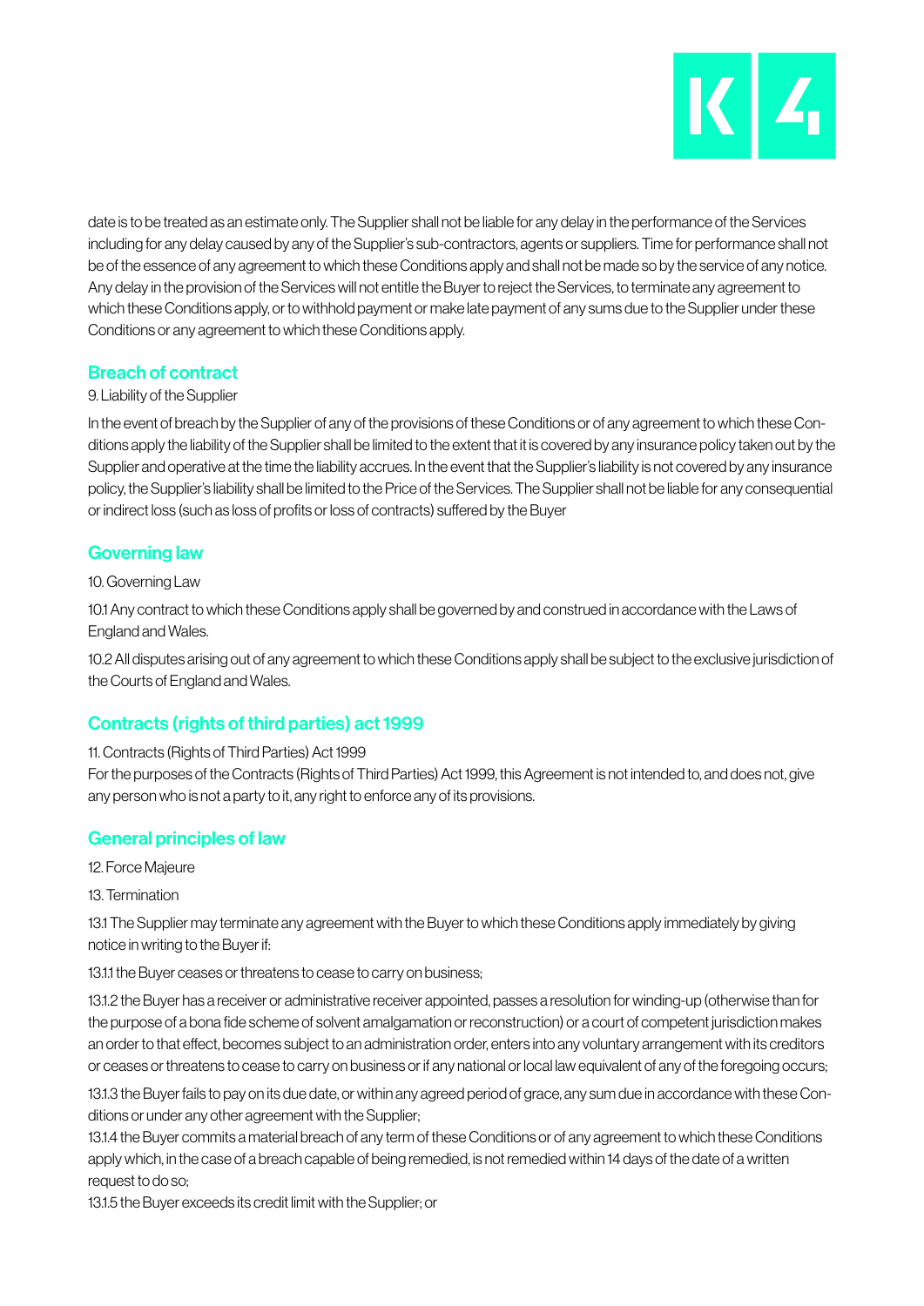date is to be treated as an estimate only. The Supplier shall not be liable for any delay in the performance of the Services including for any delay caused by any of the Supplier's sub-contractors, agents or suppliers. Time for performance shall not be of the essence of any agreement to which these Conditions apply and shall not be made so by the service of any notice. Any delay in the provision of the Services will not entitle the Buyer to reject the Services, to terminate any agreement to which these Conditions apply, or to withhold payment or make late payment of any sums due to the Supplier under these Conditions or any agreement to which these Conditions apply.

## Breach of contract

9. Liability of the Supplier

In the event of breach by the Supplier of any of the provisions of these Conditions or of any agreement to which these Conditions apply the liability of the Supplier shall be limited to the extent that it is covered by any insurance policy taken out by the Supplier and operative at the time the liability accrues. In the event that the Supplier's liability is not covered by any insurance policy, the Supplier's liability shall be limited to the Price of the Services. The Supplier shall not be liable for any consequential or indirect loss (such as loss of profits or loss of contracts) suffered by the Buyer

## Governing law

10. Governing Law

10.1 Any contract to which these Conditions apply shall be governed by and construed in accordance with the Laws of England and Wales.

10.2 All disputes arising out of any agreement to which these Conditions apply shall be subject to the exclusive jurisdiction of the Courts of England and Wales.

## Contracts (rights of third parties) act 1999

11. Contracts (Rights of Third Parties) Act 1999

For the purposes of the Contracts (Rights of Third Parties) Act 1999, this Agreement is not intended to, and does not, give any person who is not a party to it, any right to enforce any of its provisions.

## General principles of law

12. Force Majeure

13. Termination

13.1 The Supplier may terminate any agreement with the Buyer to which these Conditions apply immediately by giving notice in writing to the Buyer if:

13.1.1 the Buyer ceases or threatens to cease to carry on business;

13.1.2 the Buyer has a receiver or administrative receiver appointed, passes a resolution for winding-up (otherwise than for the purpose of a bona fide scheme of solvent amalgamation or reconstruction) or a court of competent jurisdiction makes an order to that effect, becomes subject to an administration order, enters into any voluntary arrangement with its creditors or ceases or threatens to cease to carry on business or if any national or local law equivalent of any of the foregoing occurs;

13.1.3 the Buyer fails to pay on its due date, or within any agreed period of grace, any sum due in accordance with these Conditions or under any other agreement with the Supplier;

13.1.4 the Buyer commits a material breach of any term of these Conditions or of any agreement to which these Conditions apply which, in the case of a breach capable of being remedied, is not remedied within 14 days of the date of a written request to do so;

13.1.5 the Buyer exceeds its credit limit with the Supplier; or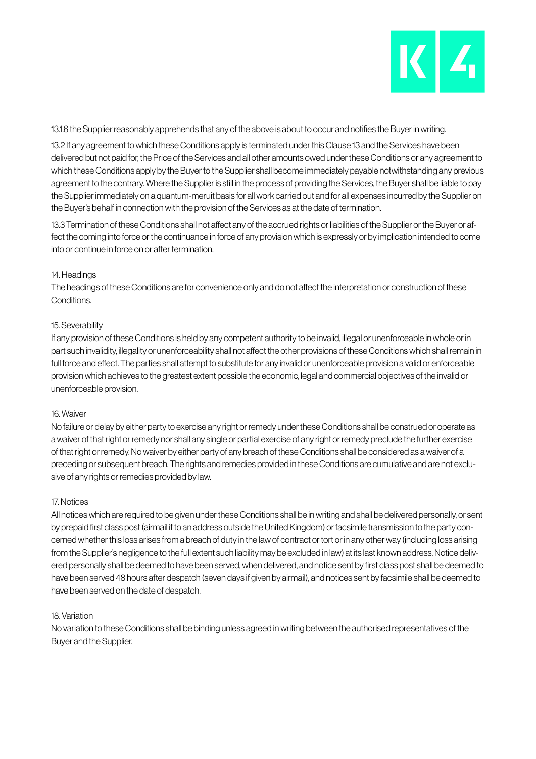13.1.6 the Supplier reasonably apprehends that any of the above is about to occur and notifies the Buyer in writing.

13.2 If any agreement to which these Conditions apply is terminated under this Clause 13 and the Services have been delivered but not paid for, the Price of the Services and all other amounts owed under these Conditions or any agreement to which these Conditions apply by the Buyer to the Supplier shall become immediately payable notwithstanding any previous agreement to the contrary. Where the Supplier is still in the process of providing the Services, the Buyer shall be liable to pay the Supplier immediately on a quantum-meruit basis for all work carried out and for all expenses incurred by the Supplier on the Buyer's behalf in connection with the provision of the Services as at the date of termination.

13.3 Termination of these Conditions shall not affect any of the accrued rights or liabilities of the Supplier or the Buyer or affect the coming into force or the continuance in force of any provision which is expressly or by implication intended to come into or continue in force on or after termination.

## 14. Headings

The headings of these Conditions are for convenience only and do not affect the interpretation or construction of these Conditions.

## 15. Severability

If any provision of these Conditions is held by any competent authority to be invalid, illegal or unenforceable in whole or in part such invalidity, illegality or unenforceability shall not affect the other provisions of these Conditions which shall remain in full force and effect. The parties shall attempt to substitute for any invalid or unenforceable provision a valid or enforceable provision which achieves to the greatest extent possible the economic, legal and commercial objectives of the invalid or unenforceable provision.

## 16. Waiver

No failure or delay by either party to exercise any right or remedy under these Conditions shall be construed or operate as a waiver of that right or remedy nor shall any single or partial exercise of any right or remedy preclude the further exercise of that right or remedy. No waiver by either party of any breach of these Conditions shall be considered as a waiver of a preceding or subsequent breach. The rights and remedies provided in these Conditions are cumulative and are not exclusive of any rights or remedies provided by law.

## 17. Notices

All notices which are required to be given under these Conditions shall be in writing and shall be delivered personally, or sent by prepaid first class post (airmail if to an address outside the United Kingdom) or facsimile transmission to the party concerned whether this loss arises from a breach of duty in the law of contract or tort or in any other way (including loss arising from the Supplier's negligence to the full extent such liability may be excluded in law) at its last known address. Notice delivered personally shall be deemed to have been served, when delivered, and notice sent by first class post shall be deemed to have been served 48 hours after despatch (seven days if given by airmail), and notices sent by facsimile shall be deemed to have been served on the date of despatch.

## 18. Variation

No variation to these Conditions shall be binding unless agreed in writing between the authorised representatives of the Buyer and the Supplier.